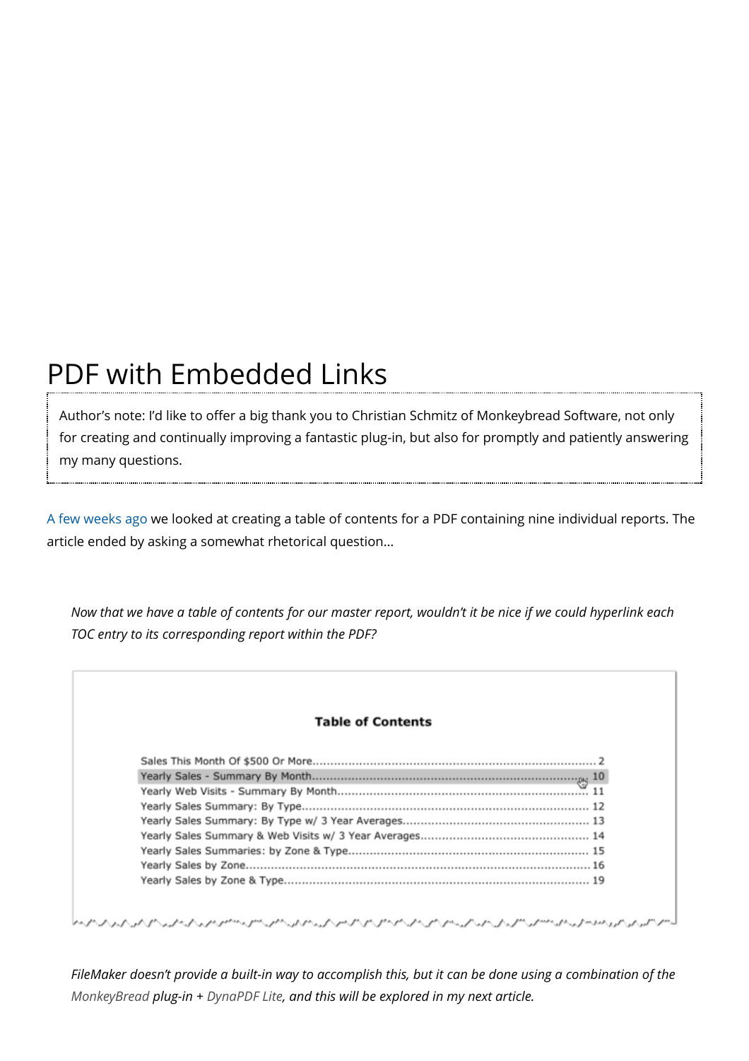# PDF with Embedded Links

> Author's note: I'd like to offer a big thank you to Christian Schmitz of Monkeybread Software, not only for creating and continually improving a fantastic plug-in, but also for promptly and patiently answering my many questions.

A few weeks ago we looked at creating a table of contents for a PDF containing nine individual reports. The article ended by asking a somewhat rhetorical question…

*Now that we have a table of contents for our master report, wouldn't it be nice if we could hyperlink each TOC entry to its corresponding report within the PDF?*

**Table of Contents**

Sales This Month Of $500 Or More.............................................................................. 2
Yearly Sales - Summary By Month.............................................................................. 10
Yearly Web Visits - Summary By Month...................................................................... 11
Yearly Sales Summary: By Type.................................................................................. 12
Yearly Sales Summary: By Type w/ 3 Year Averages.................................................... 13
Yearly Sales Summary & Web Visits w/ 3 Year Averages.............................................. 14
Yearly Sales Summaries: by Zone & Type.................................................................... 15
Yearly Sales by Zone.................................................................................................. 16
Yearly Sales by Zone & Type...................................................................................... 19

*FileMaker doesn't provide a built-in way to accomplish this, but it can be done using a combination of the MonkeyBread plug-in + DynaPDF Lite, and this will be explored in my next article.*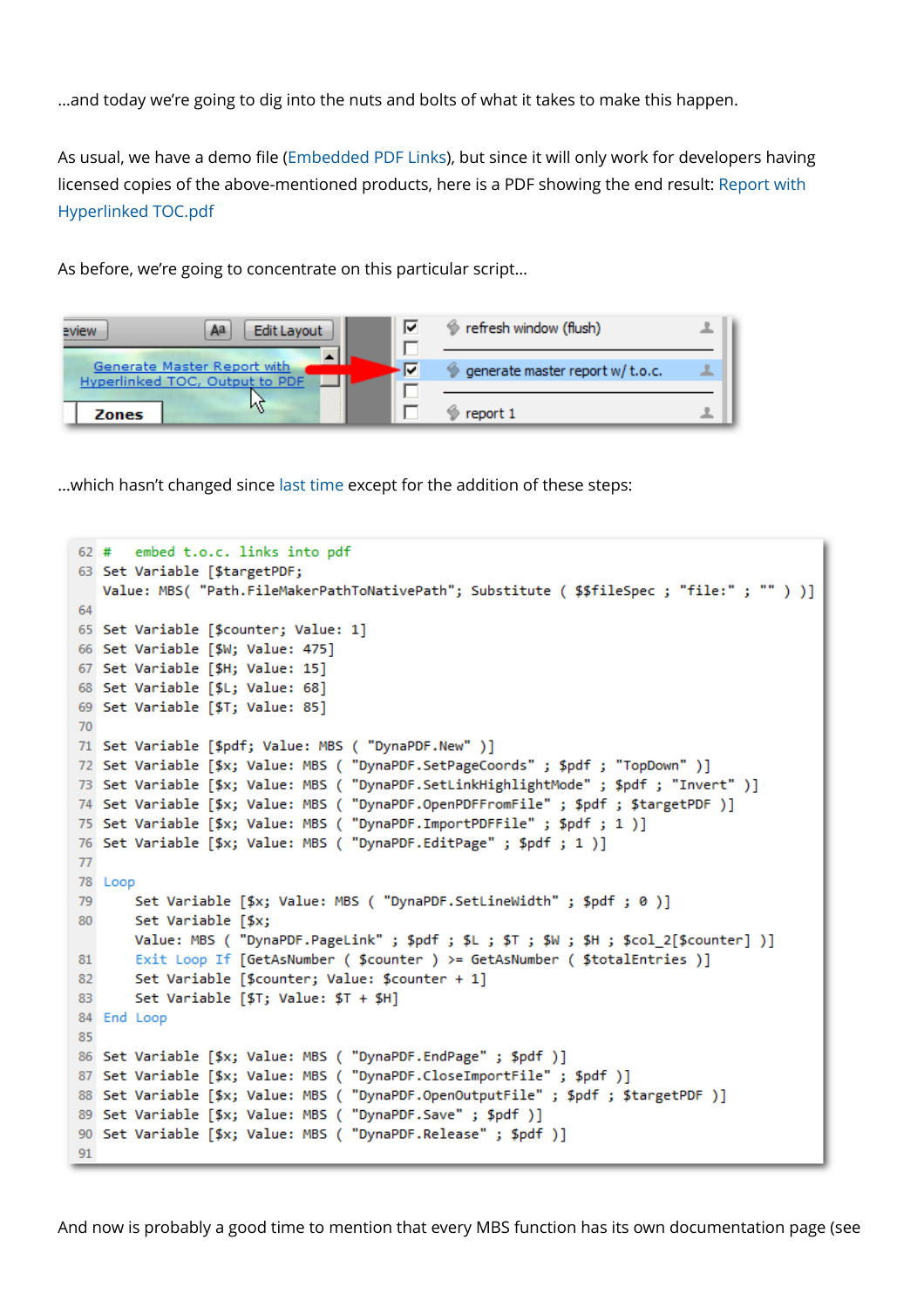...and today we're going to dig into the nuts and bolts of what it takes to make this happen.

As usual, we have a demo file (Embedded PDF Links), but since it will only work for developers having licensed copies of the above-mentioned products, here is a PDF showing the end result: Report with Hyperlinked TOC.pdf

As before, we're going to concentrate on this particular script...

...which hasn't changed since last time except for the addition of these steps:

```
62 #   embed t.o.c. links into pdf
63 Set Variable [$targetPDF;
   Value: MBS( "Path.FileMakerPathToNativePath"; Substitute ( $$fileSpec ; "file:" ; "" ) )]
64
65 Set Variable [$counter; Value: 1]
66 Set Variable [$W; Value: 475]
67 Set Variable [$H; Value: 15]
68 Set Variable [$L; Value: 68]
69 Set Variable [$T; Value: 85]
70
71 Set Variable [$pdf; Value: MBS ( "DynaPDF.New" )]
72 Set Variable [$x; Value: MBS ( "DynaPDF.SetPageCoords" ; $pdf ; "TopDown" )]
73 Set Variable [$x; Value: MBS ( "DynaPDF.SetLinkHighlightMode" ; $pdf ; "Invert" )]
74 Set Variable [$x; Value: MBS ( "DynaPDF.OpenPDFFromFile" ; $pdf ; $targetPDF )]
75 Set Variable [$x; Value: MBS ( "DynaPDF.ImportPDFFile" ; $pdf ; 1 )]
76 Set Variable [$x; Value: MBS ( "DynaPDF.EditPage" ; $pdf ; 1 )]
77
78 Loop
79     Set Variable [$x; Value: MBS ( "DynaPDF.SetLineWidth" ; $pdf ; 0 )]
80     Set Variable [$x;
       Value: MBS ( "DynaPDF.PageLink" ; $pdf ; $L ; $T ; $W ; $H ; $col_2[$counter] )]
81     Exit Loop If [GetAsNumber ( $counter ) >= GetAsNumber ( $totalEntries )]
82     Set Variable [$counter; Value: $counter + 1]
83     Set Variable [$T; Value: $T + $H]
84 End Loop
85
86 Set Variable [$x; Value: MBS ( "DynaPDF.EndPage" ; $pdf )]
87 Set Variable [$x; Value: MBS ( "DynaPDF.CloseImportFile" ; $pdf )]
88 Set Variable [$x; Value: MBS ( "DynaPDF.OpenOutputFile" ; $pdf ; $targetPDF )]
89 Set Variable [$x; Value: MBS ( "DynaPDF.Save" ; $pdf )]
90 Set Variable [$x; Value: MBS ( "DynaPDF.Release" ; $pdf )]
91
```

And now is probably a good time to mention that every MBS function has its own documentation page (see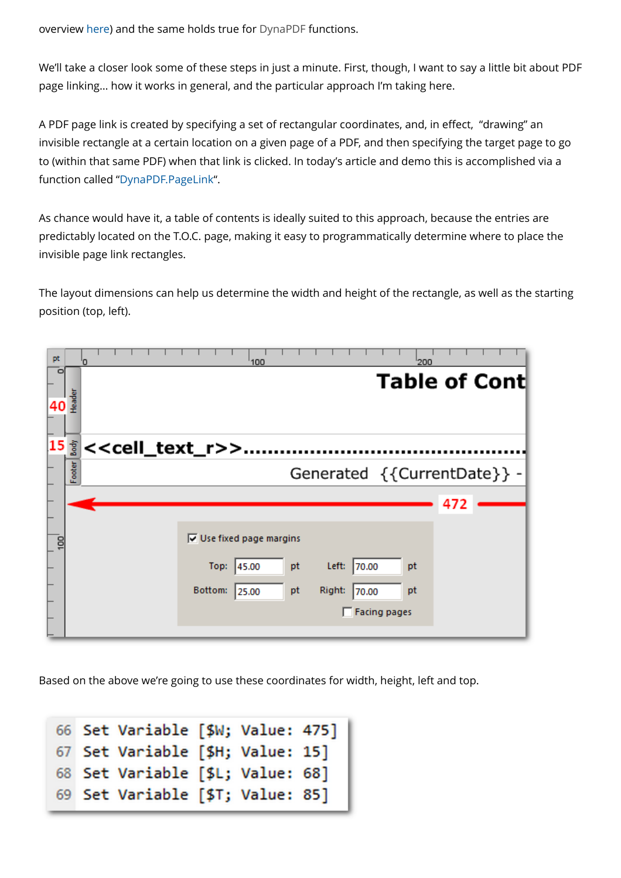overview here) and the same holds true for DynaPDF functions.

We'll take a closer look some of these steps in just a minute. First, though, I want to say a little bit about PDF page linking… how it works in general, and the particular approach I'm taking here.

A PDF page link is created by specifying a set of rectangular coordinates, and, in effect, "drawing" an invisible rectangle at a certain location on a given page of a PDF, and then specifying the target page to go to (within that same PDF) when that link is clicked. In today's article and demo this is accomplished via a function called "DynaPDF.PageLink".

As chance would have it, a table of contents is ideally suited to this approach, because the entries are predictably located on the T.O.C. page, making it easy to programmatically determine where to place the invisible page link rectangles.

The layout dimensions can help us determine the width and height of the rectangle, as well as the starting position (top, left).

Based on the above we're going to use these coordinates for width, height, left and top.

```
66 Set Variable [$W; Value: 475]
67 Set Variable [$H; Value: 15]
68 Set Variable [$L; Value: 68]
69 Set Variable [$T; Value: 85]
```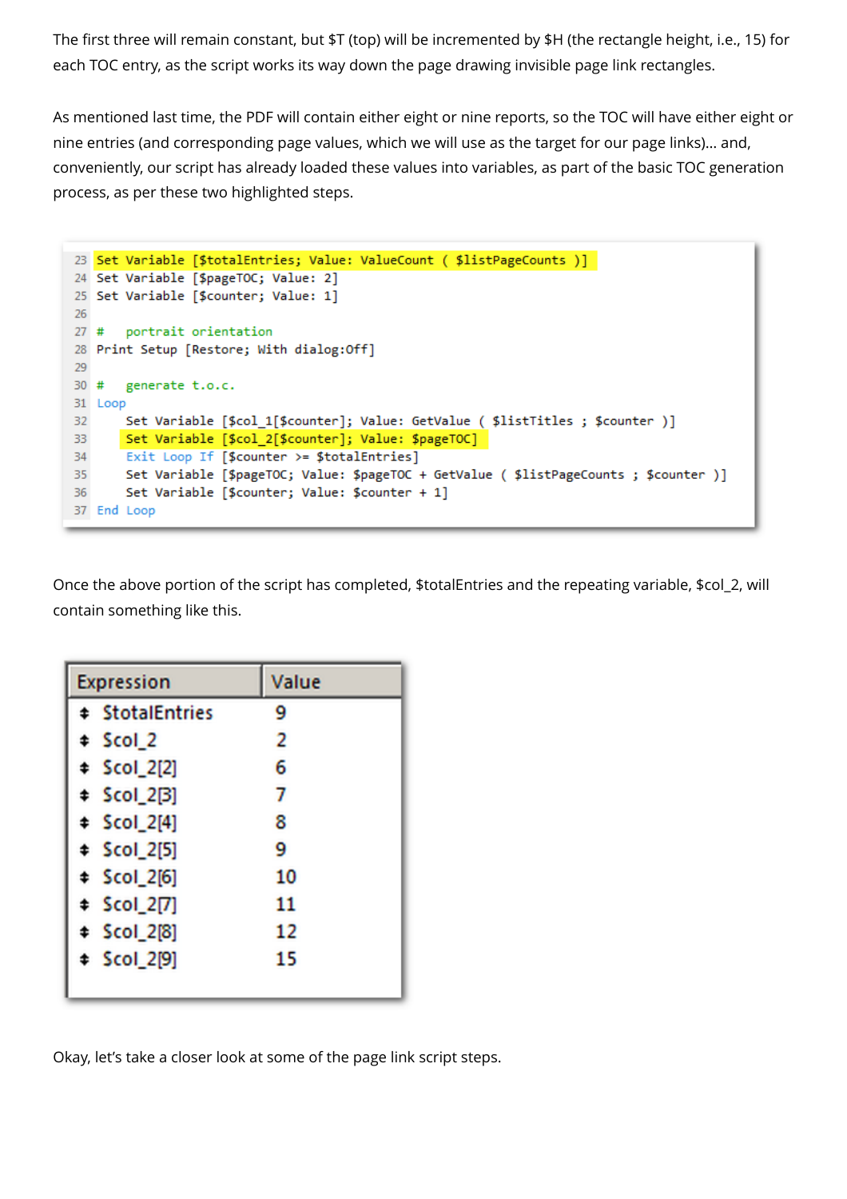The first three will remain constant, but $T (top) will be incremented by $H (the rectangle height, i.e., 15) for each TOC entry, as the script works its way down the page drawing invisible page link rectangles.

As mentioned last time, the PDF will contain either eight or nine reports, so the TOC will have either eight or nine entries (and corresponding page values, which we will use as the target for our page links)… and, conveniently, our script has already loaded these values into variables, as part of the basic TOC generation process, as per these two highlighted steps.

```
23 Set Variable [$totalEntries; Value: ValueCount ( $listPageCounts )]
24 Set Variable [$pageTOC; Value: 2]
25 Set Variable [$counter; Value: 1]
26
27 #   portrait orientation
28 Print Setup [Restore; With dialog:Off]
29
30 #   generate t.o.c.
31 Loop
32     Set Variable [$col_1[$counter]; Value: GetValue ( $listTitles ; $counter )]
33     Set Variable [$col_2[$counter]; Value: $pageTOC]
34     Exit Loop If [$counter >= $totalEntries]
35     Set Variable [$pageTOC; Value: $pageTOC + GetValue ( $listPageCounts ; $counter )]
36     Set Variable [$counter; Value: $counter + 1]
37 End Loop
```

Once the above portion of the script has completed, $totalEntries and the repeating variable, $col_2, will contain something like this.

| Expression | Value |
|---|---|
| $totalEntries | 9 |
| $col_2 | 2 |
| $col_2[2] | 6 |
| $col_2[3] | 7 |
| $col_2[4] | 8 |
| $col_2[5] | 9 |
| $col_2[6] | 10 |
| $col_2[7] | 11 |
| $col_2[8] | 12 |
| $col_2[9] | 15 |

Okay, let's take a closer look at some of the page link script steps.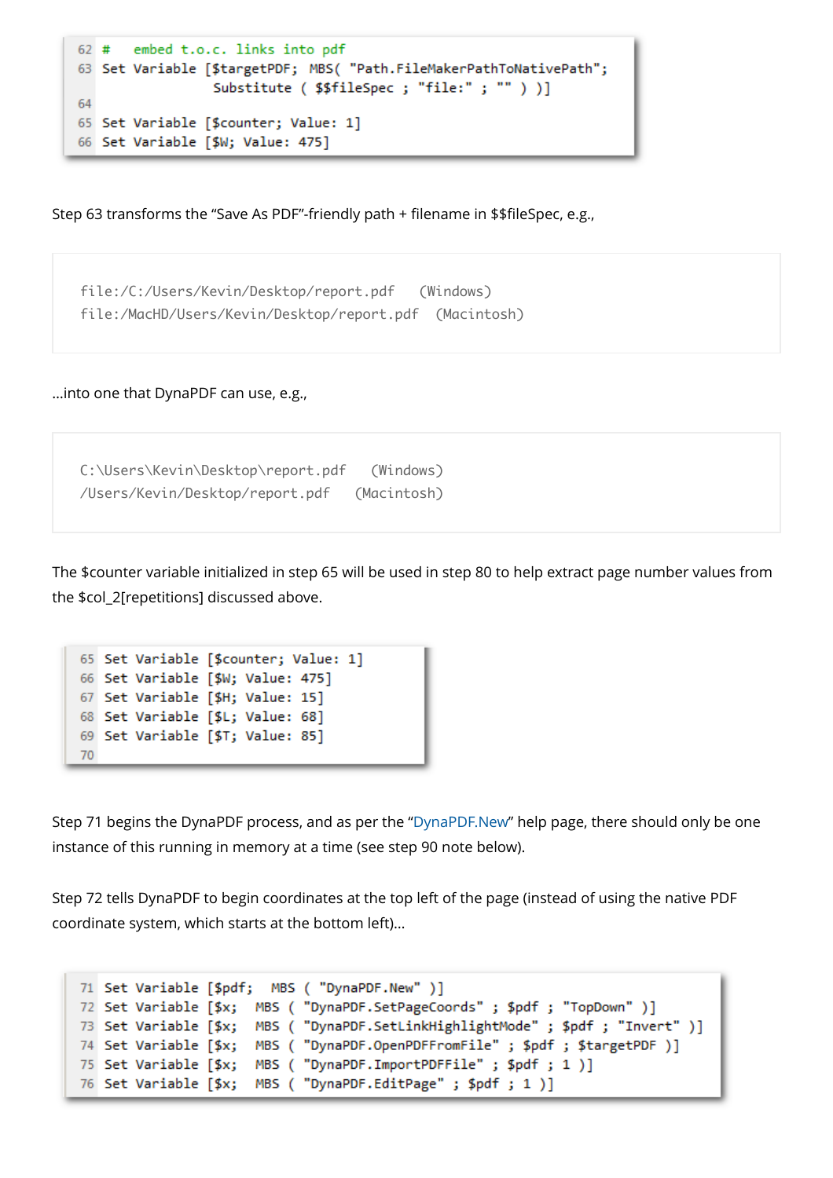```
62 #   embed t.o.c. links into pdf
63 Set Variable [$targetPDF; MBS( "Path.FileMakerPathToNativePath";
                   Substitute ( $$fileSpec ; "file:" ; "" ) )]
64
65 Set Variable [$counter; Value: 1]
66 Set Variable [$W; Value: 475]
```

Step 63 transforms the "Save As PDF"-friendly path + filename in $$fileSpec, e.g.,

```
file:/C:/Users/Kevin/Desktop/report.pdf    (Windows)
file:/MacHD/Users/Kevin/Desktop/report.pdf   (Macintosh)
```

...into one that DynaPDF can use, e.g.,

```
C:\Users\Kevin\Desktop\report.pdf    (Windows)
/Users/Kevin/Desktop/report.pdf    (Macintosh)
```

The $counter variable initialized in step 65 will be used in step 80 to help extract page number values from the $col_2[repetitions] discussed above.

```
65 Set Variable [$counter; Value: 1]
66 Set Variable [$W; Value: 475]
67 Set Variable [$H; Value: 15]
68 Set Variable [$L; Value: 68]
69 Set Variable [$T; Value: 85]
70
```

Step 71 begins the DynaPDF process, and as per the "DynaPDF.New" help page, there should only be one instance of this running in memory at a time (see step 90 note below).

Step 72 tells DynaPDF to begin coordinates at the top left of the page (instead of using the native PDF coordinate system, which starts at the bottom left)...

```
71 Set Variable [$pdf;  MBS ( "DynaPDF.New" )]
72 Set Variable [$x;  MBS ( "DynaPDF.SetPageCoords" ; $pdf ; "TopDown" )]
73 Set Variable [$x;  MBS ( "DynaPDF.SetLinkHighlightMode" ; $pdf ; "Invert" )]
74 Set Variable [$x;  MBS ( "DynaPDF.OpenPDFFromFile" ; $pdf ; $targetPDF )]
75 Set Variable [$x;  MBS ( "DynaPDF.ImportPDFFile" ; $pdf ; 1 )]
76 Set Variable [$x;  MBS ( "DynaPDF.EditPage" ; $pdf ; 1 )]
```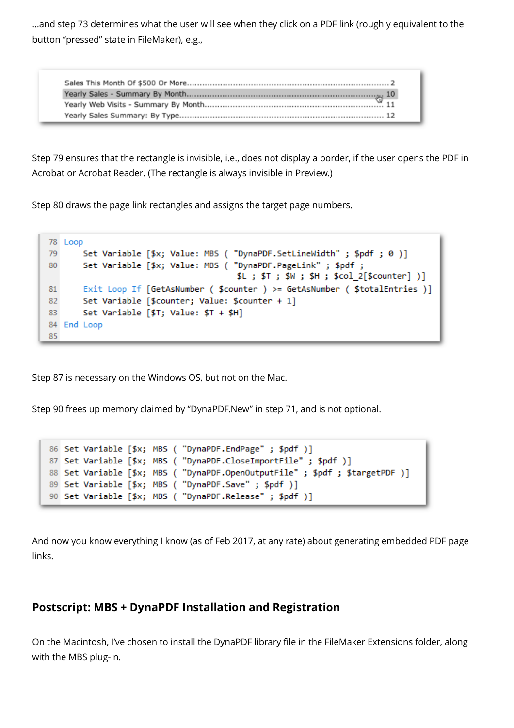…and step 73 determines what the user will see when they click on a PDF link (roughly equivalent to the button "pressed" state in FileMaker), e.g.,

```
Sales This Month Of $500 Or More........................................ 2
Yearly Sales - Summary By Month......................................... 10
Yearly Web Visits - Summary By Month.................................... 11
Yearly Sales Summary: By Type........................................... 12
```

Step 79 ensures that the rectangle is invisible, i.e., does not display a border, if the user opens the PDF in Acrobat or Acrobat Reader. (The rectangle is always invisible in Preview.)

Step 80 draws the page link rectangles and assigns the target page numbers.

```
78  Loop
79      Set Variable [$x; Value: MBS ( "DynaPDF.SetLineWidth" ; $pdf ; 0 )]
80      Set Variable [$x; Value: MBS ( "DynaPDF.PageLink" ; $pdf ;
            $L ; $T ; $W ; $H ; $col_2[$counter] )]
81      Exit Loop If [GetAsNumber ( $counter ) >= GetAsNumber ( $totalEntries )]
82      Set Variable [$counter; Value: $counter + 1]
83      Set Variable [$T; Value: $T + $H]
84  End Loop
85
```

Step 87 is necessary on the Windows OS, but not on the Mac.

Step 90 frees up memory claimed by "DynaPDF.New" in step 71, and is not optional.

```
86  Set Variable [$x; MBS ( "DynaPDF.EndPage" ; $pdf )]
87  Set Variable [$x; MBS ( "DynaPDF.CloseImportFile" ; $pdf )]
88  Set Variable [$x; MBS ( "DynaPDF.OpenOutputFile" ; $pdf ; $targetPDF )]
89  Set Variable [$x; MBS ( "DynaPDF.Save" ; $pdf )]
90  Set Variable [$x; MBS ( "DynaPDF.Release" ; $pdf )]
```

And now you know everything I know (as of Feb 2017, at any rate) about generating embedded PDF page links.

## Postscript: MBS + DynaPDF Installation and Registration

On the Macintosh, I've chosen to install the DynaPDF library file in the FileMaker Extensions folder, along with the MBS plug-in.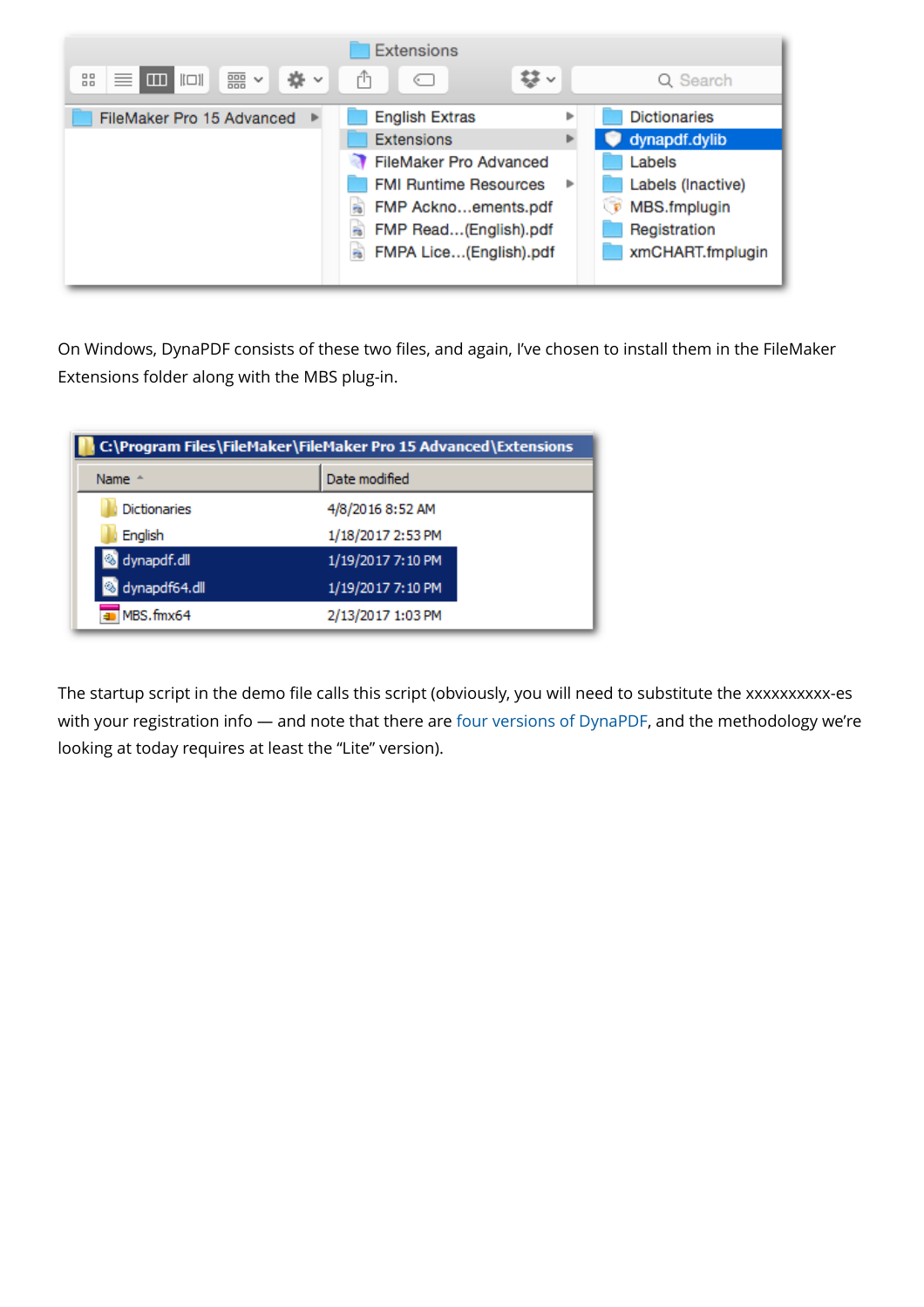On Windows, DynaPDF consists of these two files, and again, I've chosen to install them in the FileMaker Extensions folder along with the MBS plug-in.

The startup script in the demo file calls this script (obviously, you will need to substitute the xxxxxxxxxx-es with your registration info — and note that there are four versions of DynaPDF, and the methodology we're looking at today requires at least the "Lite" version).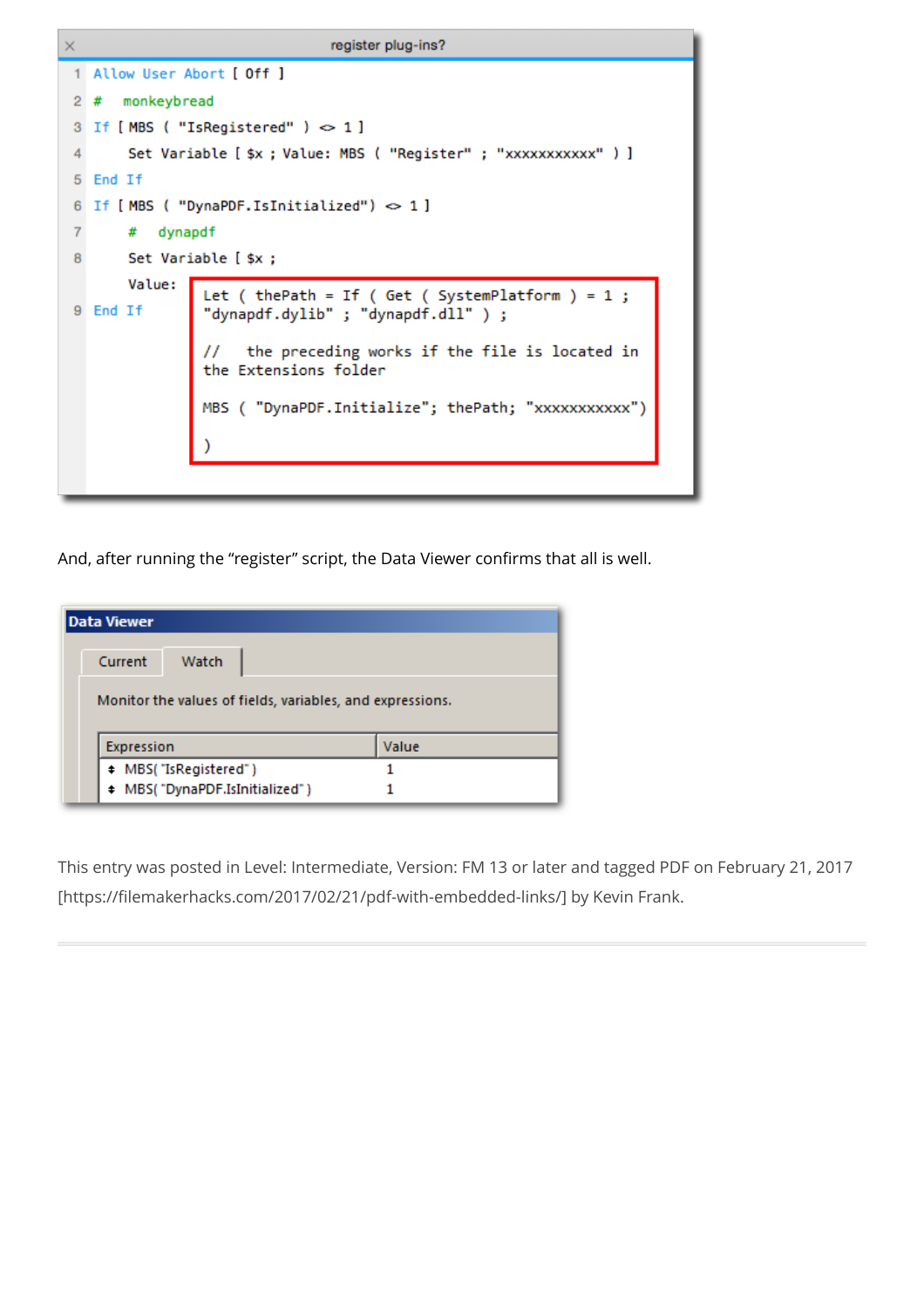register plug-ins?

```
1  Allow User Abort [ Off ]
2  #   monkeybread
3  If [ MBS ( "IsRegistered" ) <> 1 ]
4      Set Variable [ $x ; Value: MBS ( "Register" ; "xxxxxxxxxxx" ) ]
5  End If
6  If [ MBS ( "DynaPDF.IsInitialized") <> 1 ]
7      #   dynapdf
8      Set Variable [ $x ;
       Value:  Let ( thePath = If ( Get ( SystemPlatform ) = 1 ;
               "dynapdf.dylib" ; "dynapdf.dll" ) ;

               //   the preceding works if the file is located in
               the Extensions folder

               MBS ( "DynaPDF.Initialize"; thePath; "xxxxxxxxxxx")

               )
9  End If
```

And, after running the “register” script, the Data Viewer confirms that all is well.

Data Viewer

Current | Watch

Monitor the values of fields, variables, and expressions.

| Expression | Value |
| --- | --- |
| MBS( "IsRegistered" ) | 1 |
| MBS( "DynaPDF.IsInitialized" ) | 1 |

This entry was posted in Level: Intermediate, Version: FM 13 or later and tagged PDF on February 21, 2017 [https://filemakerhacks.com/2017/02/21/pdf-with-embedded-links/] by Kevin Frank.